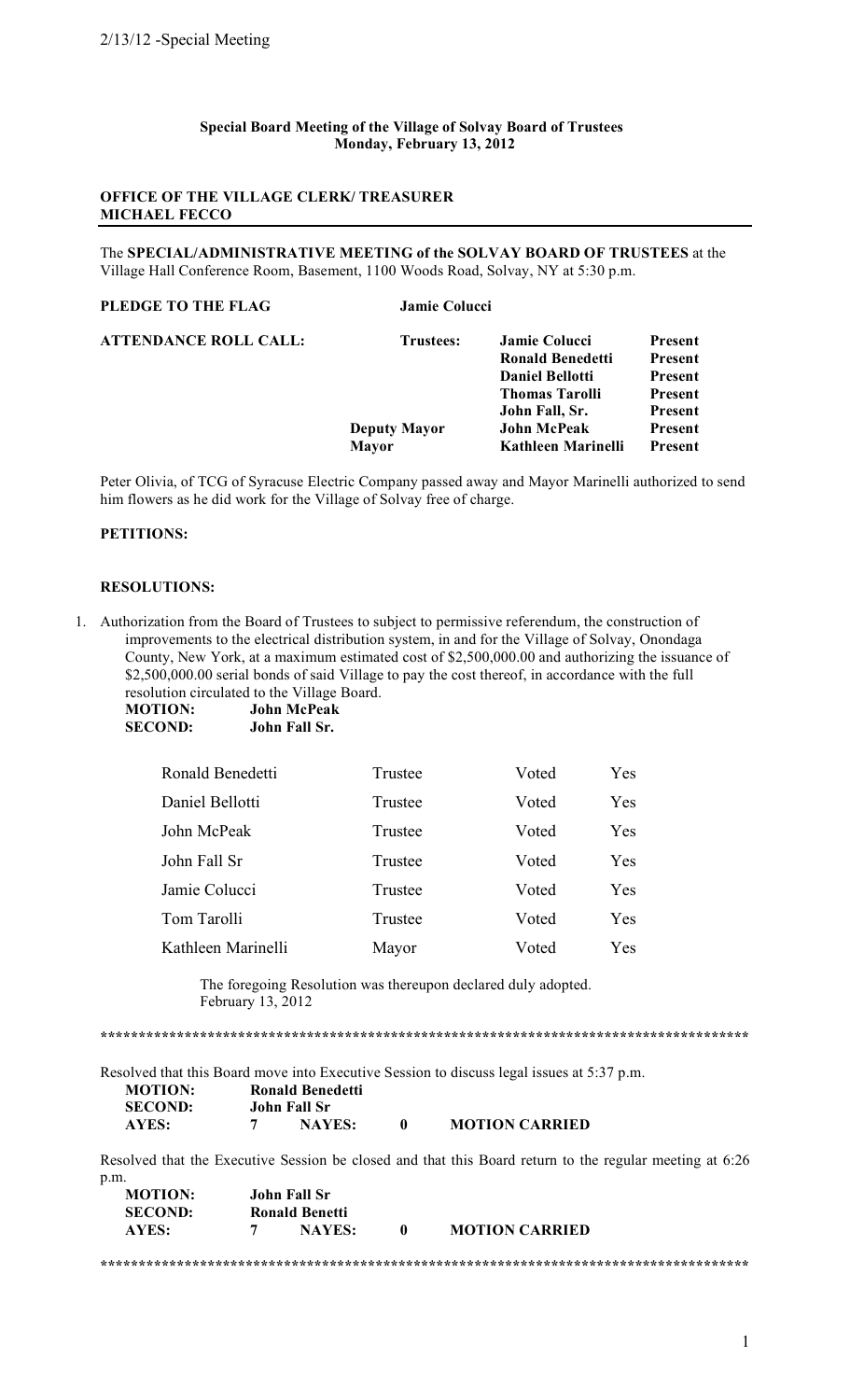2/13/12 -Special Meeting

**Special Board Meeting of the Village of Solvay Board of Trustees**
**Monday, February 13, 2012**

**OFFICE OF THE VILLAGE CLERK/ TREASURER**
**MICHAEL FECCO**

The **SPECIAL/ADMINISTRATIVE MEETING of the SOLVAY BOARD OF TRUSTEES** at the Village Hall Conference Room, Basement, 1100 Woods Road, Solvay, NY at 5:30 p.m.

**PLEDGE TO THE FLAG** **Jamie Colucci**

| **ATTENDANCE ROLL CALL:** | **Trustees:** | **Jamie Colucci** | **Present** |
|---|---|---|---|
| | | **Ronald Benedetti** | **Present** |
| | | **Daniel Bellotti** | **Present** |
| | | **Thomas Tarolli** | **Present** |
| | | **John Fall, Sr.** | **Present** |
| | **Deputy Mayor** | **John McPeak** | **Present** |
| | **Mayor** | **Kathleen Marinelli** | **Present** |

Peter Olivia, of TCG of Syracuse Electric Company passed away and Mayor Marinelli authorized to send him flowers as he did work for the Village of Solvay free of charge.

**PETITIONS:**

**RESOLUTIONS:**

1. Authorization from the Board of Trustees to subject to permissive referendum, the construction of improvements to the electrical distribution system, in and for the Village of Solvay, Onondaga County, New York, at a maximum estimated cost of $2,500,000.00 and authorizing the issuance of $2,500,000.00 serial bonds of said Village to pay the cost thereof, in accordance with the full resolution circulated to the Village Board.

   **MOTION:** **John McPeak**
   **SECOND:** **John Fall Sr.**

| | | | |
|---|---|---|---|
| Ronald Benedetti | Trustee | Voted | Yes |
| Daniel Bellotti | Trustee | Voted | Yes |
| John McPeak | Trustee | Voted | Yes |
| John Fall Sr | Trustee | Voted | Yes |
| Jamie Colucci | Trustee | Voted | Yes |
| Tom Tarolli | Trustee | Voted | Yes |
| Kathleen Marinelli | Mayor | Voted | Yes |

The foregoing Resolution was thereupon declared duly adopted.
February 13, 2012

*****************************************************************************************

Resolved that this Board move into Executive Session to discuss legal issues at 5:37 p.m.

**MOTION:** **Ronald Benedetti**
**SECOND:** **John Fall Sr**
**AYES:** **7** **NAYES:** **0** **MOTION CARRIED**

Resolved that the Executive Session be closed and that this Board return to the regular meeting at 6:26 p.m.

**MOTION:** **John Fall Sr**
**SECOND:** **Ronald Benetti**
**AYES:** **7** **NAYES:** **0** **MOTION CARRIED**

*****************************************************************************************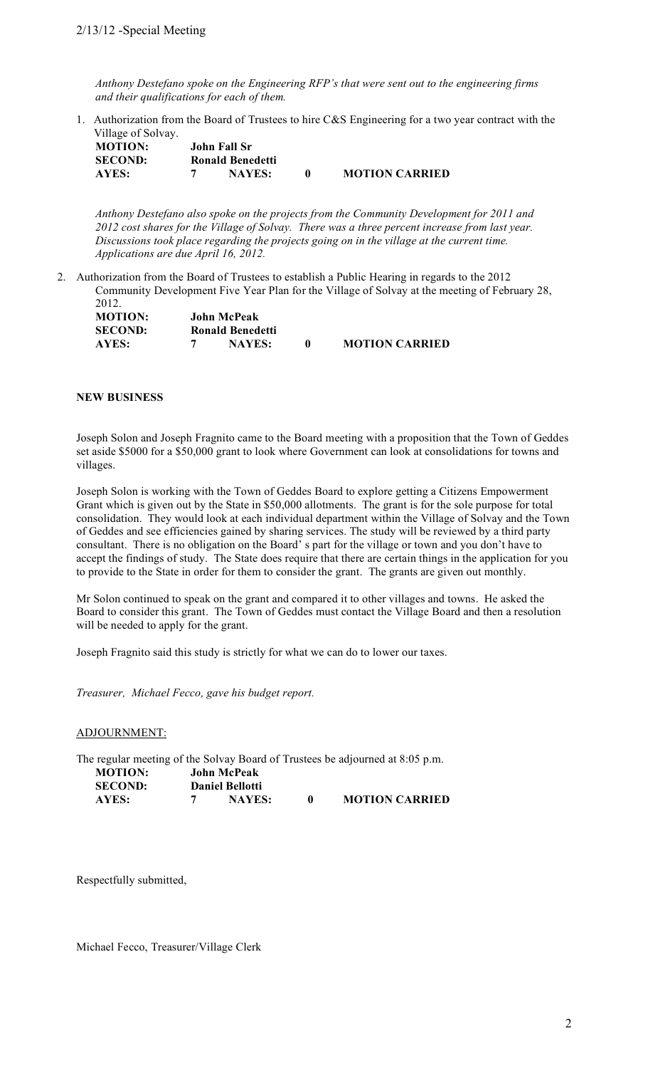2/13/12 -Special Meeting

*Anthony Destefano spoke on the Engineering RFP's that were sent out to the engineering firms and their qualifications for each of them.*

1. Authorization from the Board of Trustees to hire C&S Engineering for a two year contract with the Village of Solvay.

| | | | | |
|---|---|---|---|---|
| **MOTION:** | **John Fall Sr** | | | |
| **SECOND:** | **Ronald Benedetti** | | | |
| **AYES:** | **7** | **NAYES:** | **0** | **MOTION CARRIED** |

*Anthony Destefano also spoke on the projects from the Community Development for 2011 and 2012 cost shares for the Village of Solvay. There was a three percent increase from last year. Discussions took place regarding the projects going on in the village at the current time. Applications are due April 16, 2012.*

2. Authorization from the Board of Trustees to establish a Public Hearing in regards to the 2012 Community Development Five Year Plan for the Village of Solvay at the meeting of February 28, 2012.

| | | | | |
|---|---|---|---|---|
| **MOTION:** | **John McPeak** | | | |
| **SECOND:** | **Ronald Benedetti** | | | |
| **AYES:** | **7** | **NAYES:** | **0** | **MOTION CARRIED** |

**NEW BUSINESS**

Joseph Solon and Joseph Fragnito came to the Board meeting with a proposition that the Town of Geddes set aside $5000 for a $50,000 grant to look where Government can look at consolidations for towns and villages.

Joseph Solon is working with the Town of Geddes Board to explore getting a Citizens Empowerment Grant which is given out by the State in $50,000 allotments. The grant is for the sole purpose for total consolidation. They would look at each individual department within the Village of Solvay and the Town of Geddes and see efficiencies gained by sharing services. The study will be reviewed by a third party consultant. There is no obligation on the Board' s part for the village or town and you don't have to accept the findings of study. The State does require that there are certain things in the application for you to provide to the State in order for them to consider the grant. The grants are given out monthly.

Mr Solon continued to speak on the grant and compared it to other villages and towns. He asked the Board to consider this grant. The Town of Geddes must contact the Village Board and then a resolution will be needed to apply for the grant.

Joseph Fragnito said this study is strictly for what we can do to lower our taxes.

*Treasurer, Michael Fecco, gave his budget report.*

ADJOURNMENT:

The regular meeting of the Solvay Board of Trustees be adjourned at 8:05 p.m.

| | | | | |
|---|---|---|---|---|
| **MOTION:** | **John McPeak** | | | |
| **SECOND:** | **Daniel Bellotti** | | | |
| **AYES:** | **7** | **NAYES:** | **0** | **MOTION CARRIED** |

Respectfully submitted,

Michael Fecco, Treasurer/Village Clerk